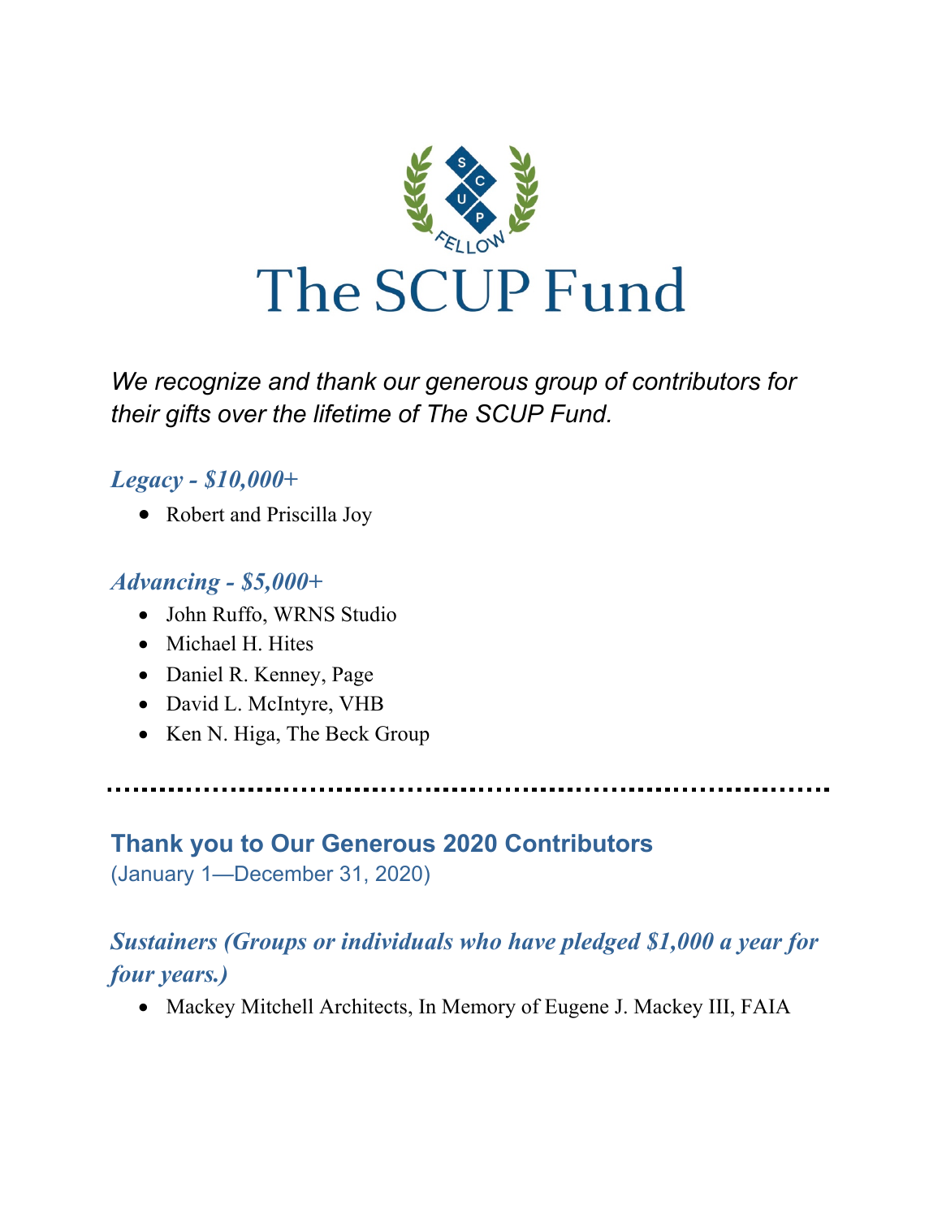# The SCUP Fund

*We recognize and thank our generous group of contributors for their gifts over the lifetime of The SCUP Fund.*

### *Legacy - $10,000+*

- Robert and Priscilla Joy

### *Advancing - $5,000+*

- John Ruffo, WRNS Studio
- Michael H. Hites
- Daniel R. Kenney, Page
- David L. McIntyre, VHB
- Ken N. Higa, The Beck Group

---

## Thank you to Our Generous 2020 Contributors

(January 1—December 31, 2020)

### *Sustainers (Groups or individuals who have pledged $1,000 a year for four years.)*

- Mackey Mitchell Architects, In Memory of Eugene J. Mackey III, FAIA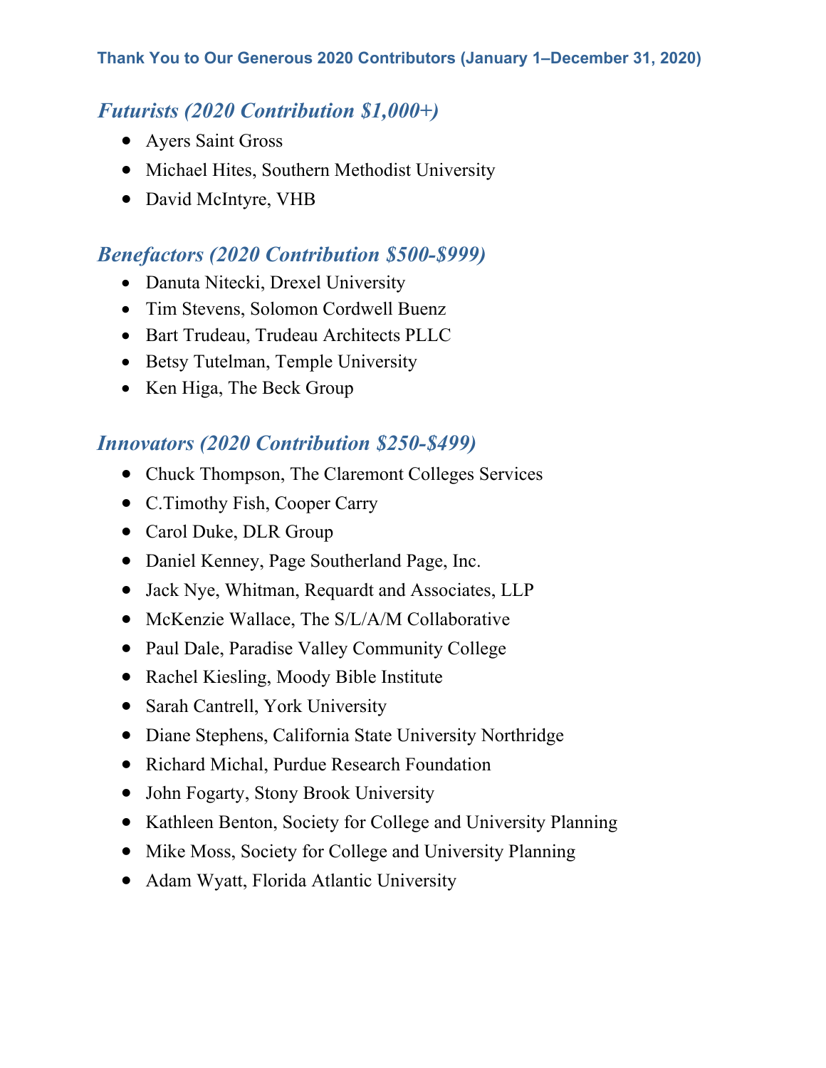**Thank You to Our Generous 2020 Contributors (January 1–December 31, 2020)**

## *Futurists (2020 Contribution $1,000+)*

- Ayers Saint Gross
- Michael Hites, Southern Methodist University
- David McIntyre, VHB

## *Benefactors (2020 Contribution $500-$999)*

- Danuta Nitecki, Drexel University
- Tim Stevens, Solomon Cordwell Buenz
- Bart Trudeau, Trudeau Architects PLLC
- Betsy Tutelman, Temple University
- Ken Higa, The Beck Group

## *Innovators (2020 Contribution $250-$499)*

- Chuck Thompson, The Claremont Colleges Services
- C.Timothy Fish, Cooper Carry
- Carol Duke, DLR Group
- Daniel Kenney, Page Southerland Page, Inc.
- Jack Nye, Whitman, Requardt and Associates, LLP
- McKenzie Wallace, The S/L/A/M Collaborative
- Paul Dale, Paradise Valley Community College
- Rachel Kiesling, Moody Bible Institute
- Sarah Cantrell, York University
- Diane Stephens, California State University Northridge
- Richard Michal, Purdue Research Foundation
- John Fogarty, Stony Brook University
- Kathleen Benton, Society for College and University Planning
- Mike Moss, Society for College and University Planning
- Adam Wyatt, Florida Atlantic University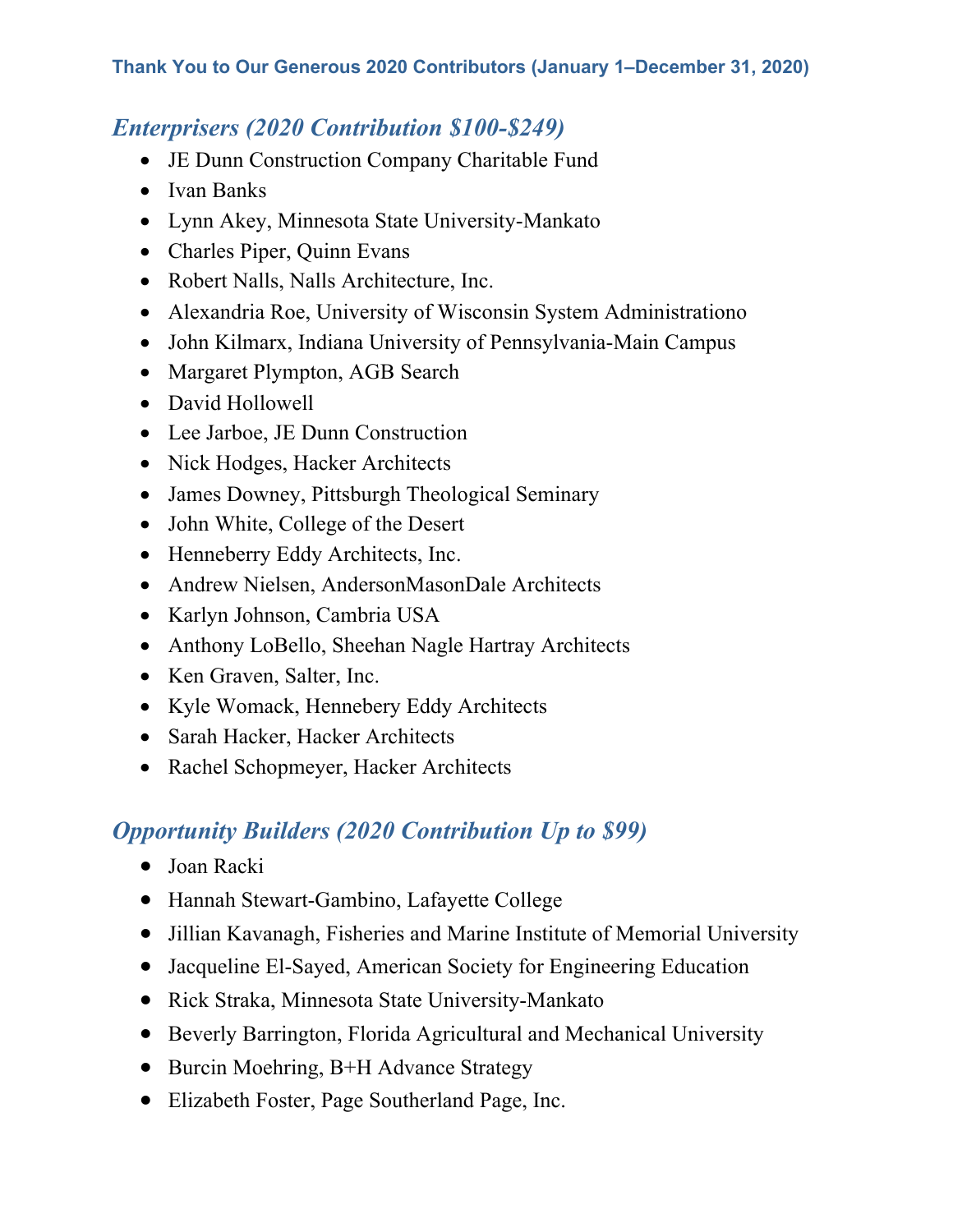**Thank You to Our Generous 2020 Contributors (January 1–December 31, 2020)**

## *Enterprisers (2020 Contribution $100-$249)*

- JE Dunn Construction Company Charitable Fund
- Ivan Banks
- Lynn Akey, Minnesota State University-Mankato
- Charles Piper, Quinn Evans
- Robert Nalls, Nalls Architecture, Inc.
- Alexandria Roe, University of Wisconsin System Administrationo
- John Kilmarx, Indiana University of Pennsylvania-Main Campus
- Margaret Plympton, AGB Search
- David Hollowell
- Lee Jarboe, JE Dunn Construction
- Nick Hodges, Hacker Architects
- James Downey, Pittsburgh Theological Seminary
- John White, College of the Desert
- Henneberry Eddy Architects, Inc.
- Andrew Nielsen, AndersonMasonDale Architects
- Karlyn Johnson, Cambria USA
- Anthony LoBello, Sheehan Nagle Hartray Architects
- Ken Graven, Salter, Inc.
- Kyle Womack, Hennebery Eddy Architects
- Sarah Hacker, Hacker Architects
- Rachel Schopmeyer, Hacker Architects

## *Opportunity Builders (2020 Contribution Up to $99)*

- Joan Racki
- Hannah Stewart-Gambino, Lafayette College
- Jillian Kavanagh, Fisheries and Marine Institute of Memorial University
- Jacqueline El-Sayed, American Society for Engineering Education
- Rick Straka, Minnesota State University-Mankato
- Beverly Barrington, Florida Agricultural and Mechanical University
- Burcin Moehring, B+H Advance Strategy
- Elizabeth Foster, Page Southerland Page, Inc.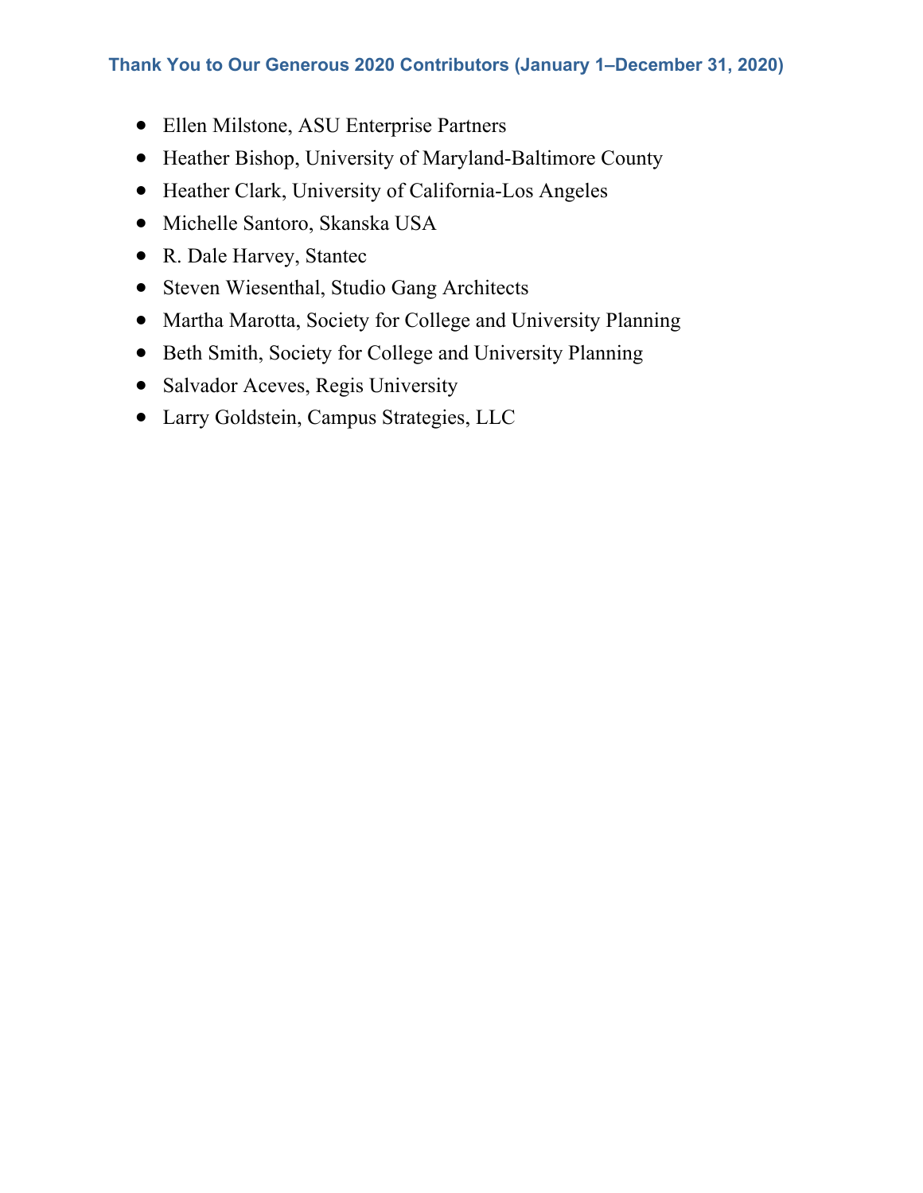### Thank You to Our Generous 2020 Contributors (January 1–December 31, 2020)

- Ellen Milstone, ASU Enterprise Partners
- Heather Bishop, University of Maryland-Baltimore County
- Heather Clark, University of California-Los Angeles
- Michelle Santoro, Skanska USA
- R. Dale Harvey, Stantec
- Steven Wiesenthal, Studio Gang Architects
- Martha Marotta, Society for College and University Planning
- Beth Smith, Society for College and University Planning
- Salvador Aceves, Regis University
- Larry Goldstein, Campus Strategies, LLC